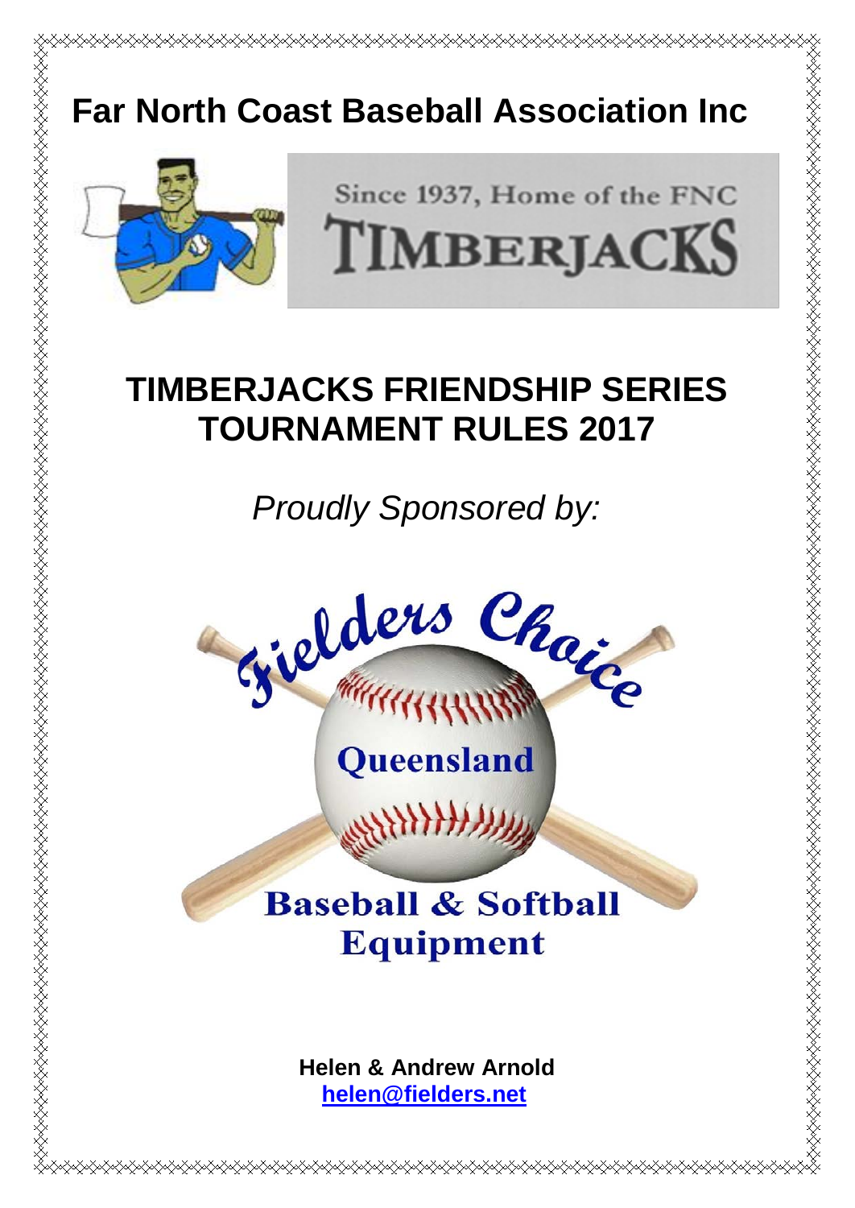# Far North Coast Baseball Association Inc

Since 1937, Home of the FNC

TIMBERJACKS

## TIMBERJACKS FRIENDSHIP SERIES TOURNAMENT RULES 2017

*Proudly Sponsored by:*

Fielders Choice

Queensland

Baseball & Softball Equipment

**Helen & Andrew Arnold**
**helen@fielders.net**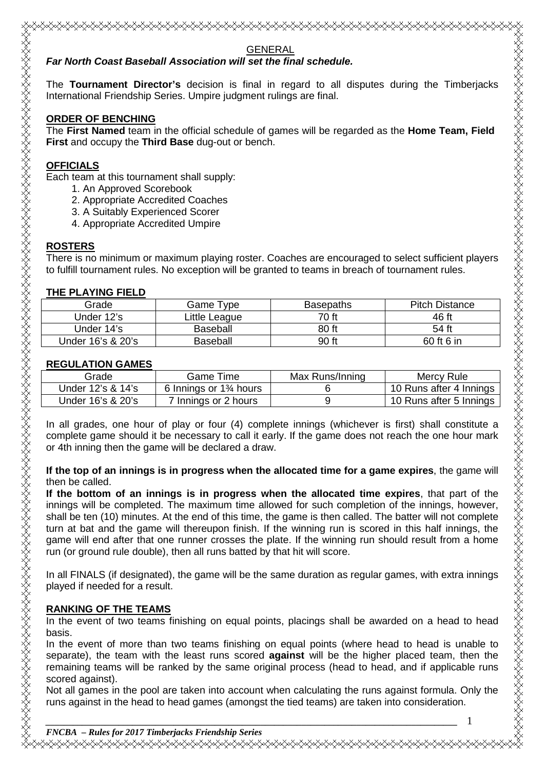## GENERAL

***Far North Coast Baseball Association will set the final schedule.***

The **Tournament Director's** decision is final in regard to all disputes during the Timberjacks International Friendship Series. Umpire judgment rulings are final.

### ORDER OF BENCHING

The **First Named** team in the official schedule of games will be regarded as the **Home Team, Field First** and occupy the **Third Base** dug-out or bench.

### OFFICIALS

Each team at this tournament shall supply:

1. An Approved Scorebook
2. Appropriate Accredited Coaches
3. A Suitably Experienced Scorer
4. Appropriate Accredited Umpire

### ROSTERS

There is no minimum or maximum playing roster. Coaches are encouraged to select sufficient players to fulfill tournament rules. No exception will be granted to teams in breach of tournament rules.

### THE PLAYING FIELD

| Grade | Game Type | Basepaths | Pitch Distance |
|---|---|---|---|
| Under 12's | Little League | 70 ft | 46 ft |
| Under 14's | Baseball | 80 ft | 54 ft |
| Under 16's & 20's | Baseball | 90 ft | 60 ft 6 in |

### REGULATION GAMES

| Grade | Game Time | Max Runs/Inning | Mercy Rule |
|---|---|---|---|
| Under 12's & 14's | 6 Innings or 1¾ hours | 6 | 10 Runs after 4 Innings |
| Under 16's & 20's | 7 Innings or 2 hours | 9 | 10 Runs after 5 Innings |

In all grades, one hour of play or four (4) complete innings (whichever is first) shall constitute a complete game should it be necessary to call it early. If the game does not reach the one hour mark or 4th inning then the game will be declared a draw.

**If the top of an innings is in progress when the allocated time for a game expires**, the game will then be called.

**If the bottom of an innings is in progress when the allocated time expires**, that part of the innings will be completed. The maximum time allowed for such completion of the innings, however, shall be ten (10) minutes. At the end of this time, the game is then called. The batter will not complete turn at bat and the game will thereupon finish. If the winning run is scored in this half innings, the game will end after that one runner crosses the plate. If the winning run should result from a home run (or ground rule double), then all runs batted by that hit will score.

In all FINALS (if designated), the game will be the same duration as regular games, with extra innings played if needed for a result.

### RANKING OF THE TEAMS

In the event of two teams finishing on equal points, placings shall be awarded on a head to head basis.

In the event of more than two teams finishing on equal points (where head to head is unable to separate), the team with the least runs scored **against** will be the higher placed team, then the remaining teams will be ranked by the same original process (head to head, and if applicable runs scored against).

Not all games in the pool are taken into account when calculating the runs against formula. Only the runs against in the head to head games (amongst the tied teams) are taken into consideration.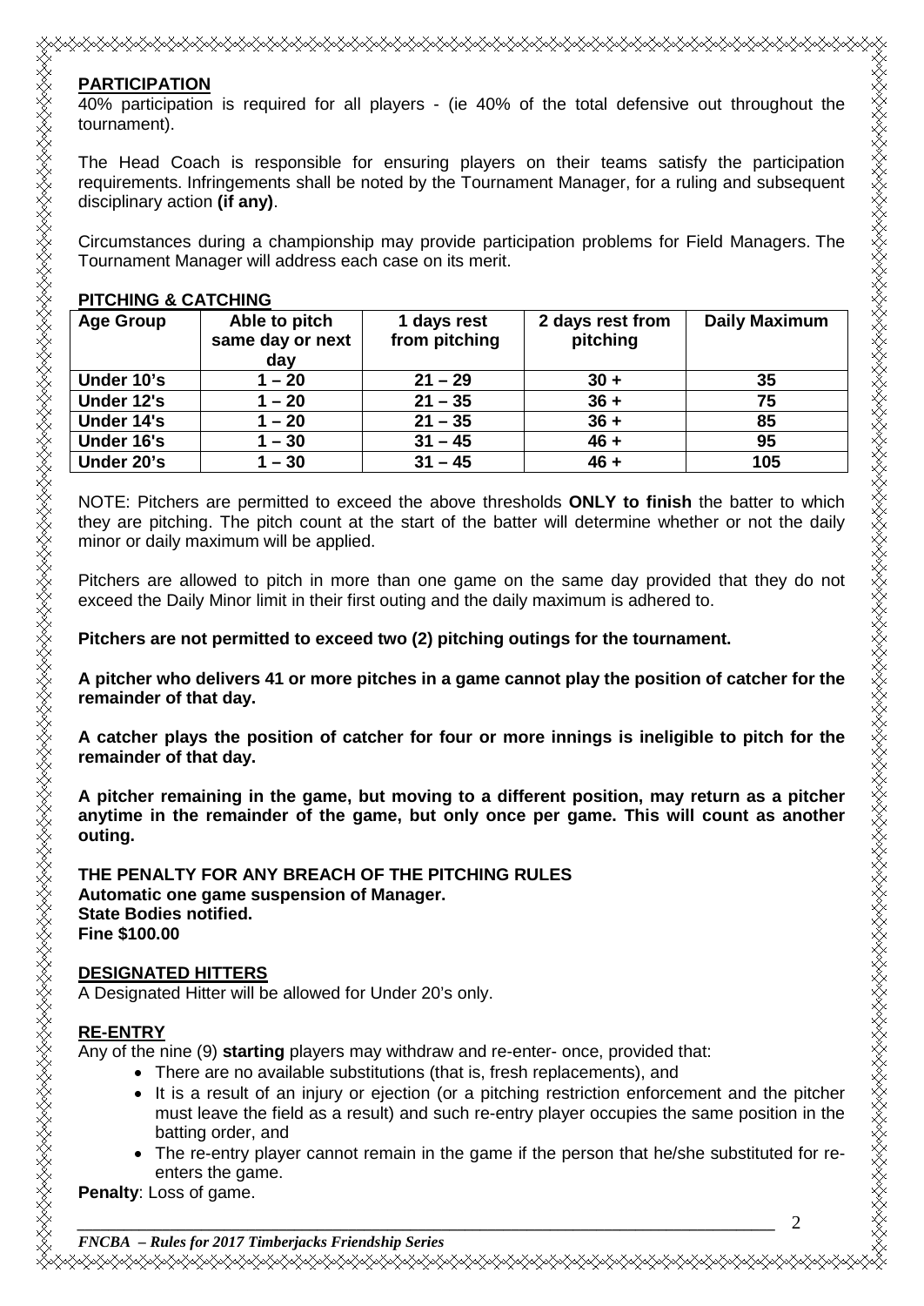## PARTICIPATION

40% participation is required for all players - (ie 40% of the total defensive out throughout the tournament).

The Head Coach is responsible for ensuring players on their teams satisfy the participation requirements. Infringements shall be noted by the Tournament Manager, for a ruling and subsequent disciplinary action **(if any)**.

Circumstances during a championship may provide participation problems for Field Managers. The Tournament Manager will address each case on its merit.

## PITCHING & CATCHING

| Age Group | Able to pitch same day or next day | 1 days rest from pitching | 2 days rest from pitching | Daily Maximum |
|---|---|---|---|---|
| **Under 10's** | **1 – 20** | **21 – 29** | **30 +** | **35** |
| **Under 12's** | **1 – 20** | **21 – 35** | **36 +** | **75** |
| **Under 14's** | **1 – 20** | **21 – 35** | **36 +** | **85** |
| **Under 16's** | **1 – 30** | **31 – 45** | **46 +** | **95** |
| **Under 20's** | **1 – 30** | **31 – 45** | **46 +** | **105** |

NOTE: Pitchers are permitted to exceed the above thresholds **ONLY to finish** the batter to which they are pitching. The pitch count at the start of the batter will determine whether or not the daily minor or daily maximum will be applied.

Pitchers are allowed to pitch in more than one game on the same day provided that they do not exceed the Daily Minor limit in their first outing and the daily maximum is adhered to.

**Pitchers are not permitted to exceed two (2) pitching outings for the tournament.**

**A pitcher who delivers 41 or more pitches in a game cannot play the position of catcher for the remainder of that day.**

**A catcher plays the position of catcher for four or more innings is ineligible to pitch for the remainder of that day.**

**A pitcher remaining in the game, but moving to a different position, may return as a pitcher anytime in the remainder of the game, but only once per game. This will count as another outing.**

**THE PENALTY FOR ANY BREACH OF THE PITCHING RULES**
**Automatic one game suspension of Manager.**
**State Bodies notified.**
**Fine $100.00**

## DESIGNATED HITTERS

A Designated Hitter will be allowed for Under 20's only.

## RE-ENTRY

Any of the nine (9) **starting** players may withdraw and re-enter- once, provided that:

- There are no available substitutions (that is, fresh replacements), and
- It is a result of an injury or ejection (or a pitching restriction enforcement and the pitcher must leave the field as a result) and such re-entry player occupies the same position in the batting order, and
- The re-entry player cannot remain in the game if the person that he/she substituted for re-enters the game.

**Penalty**: Loss of game.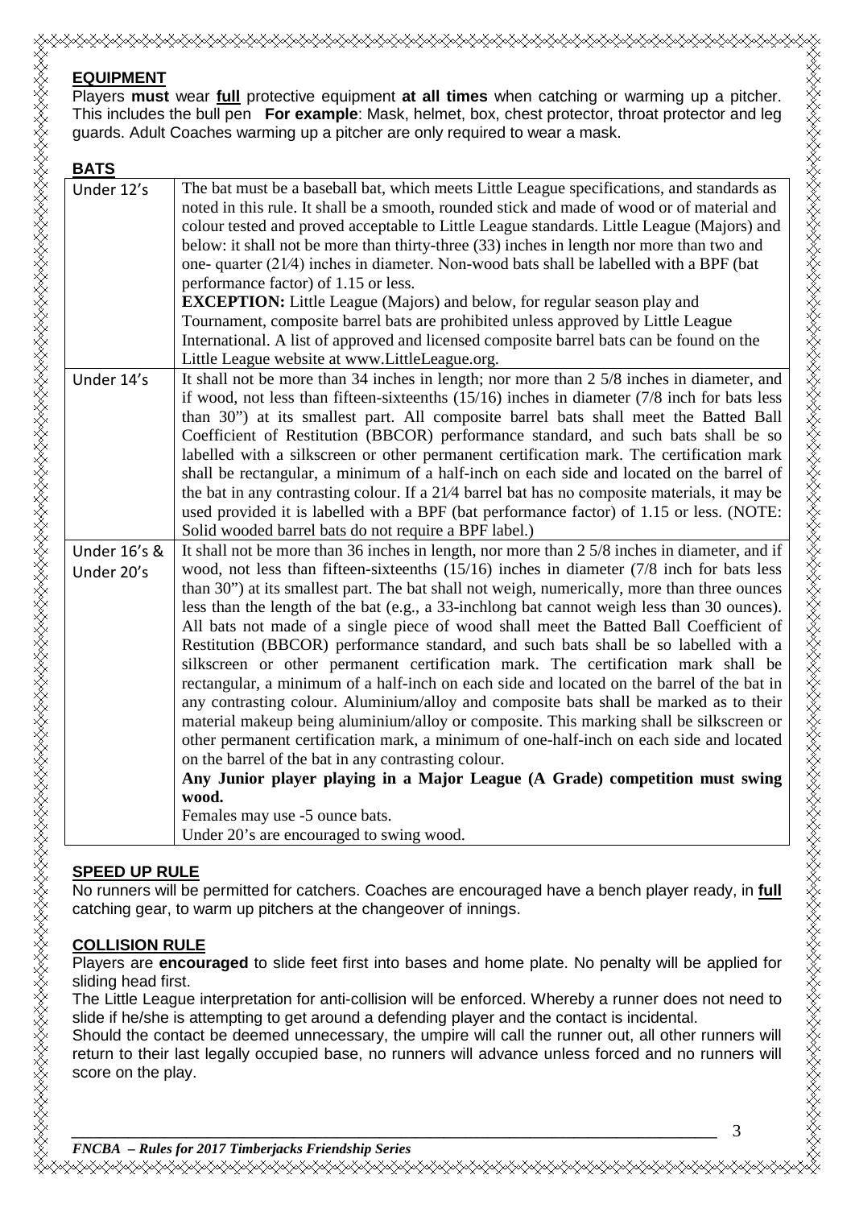## EQUIPMENT

Players **must** wear **full** protective equipment **at all times** when catching or warming up a pitcher. This includes the bull pen **For example**: Mask, helmet, box, chest protector, throat protector and leg guards. Adult Coaches warming up a pitcher are only required to wear a mask.

## BATS

| | |
|---|---|
| Under 12's | The bat must be a baseball bat, which meets Little League specifications, and standards as noted in this rule. It shall be a smooth, rounded stick and made of wood or of material and colour tested and proved acceptable to Little League standards. Little League (Majors) and below: it shall not be more than thirty-three (33) inches in length nor more than two and one- quarter (21⁄4) inches in diameter. Non-wood bats shall be labelled with a BPF (bat performance factor) of 1.15 or less.<br>**EXCEPTION:** Little League (Majors) and below, for regular season play and Tournament, composite barrel bats are prohibited unless approved by Little League International. A list of approved and licensed composite barrel bats can be found on the Little League website at www.LittleLeague.org. |
| Under 14's | It shall not be more than 34 inches in length; nor more than 2 5/8 inches in diameter, and if wood, not less than fifteen-sixteenths (15/16) inches in diameter (7/8 inch for bats less than 30") at its smallest part. All composite barrel bats shall meet the Batted Ball Coefficient of Restitution (BBCOR) performance standard, and such bats shall be so labelled with a silkscreen or other permanent certification mark. The certification mark shall be rectangular, a minimum of a half-inch on each side and located on the barrel of the bat in any contrasting colour. If a 21⁄4 barrel bat has no composite materials, it may be used provided it is labelled with a BPF (bat performance factor) of 1.15 or less. (NOTE: Solid wooded barrel bats do not require a BPF label.) |
| Under 16's & Under 20's | It shall not be more than 36 inches in length, nor more than 2 5/8 inches in diameter, and if wood, not less than fifteen-sixteenths (15/16) inches in diameter (7/8 inch for bats less than 30") at its smallest part. The bat shall not weigh, numerically, more than three ounces less than the length of the bat (e.g., a 33-inchlong bat cannot weigh less than 30 ounces). All bats not made of a single piece of wood shall meet the Batted Ball Coefficient of Restitution (BBCOR) performance standard, and such bats shall be so labelled with a silkscreen or other permanent certification mark. The certification mark shall be rectangular, a minimum of a half-inch on each side and located on the barrel of the bat in any contrasting colour. Aluminium/alloy and composite bats shall be marked as to their material makeup being aluminium/alloy or composite. This marking shall be silkscreen or other permanent certification mark, a minimum of one-half-inch on each side and located on the barrel of the bat in any contrasting colour.<br>**Any Junior player playing in a Major League (A Grade) competition must swing wood.**<br>Females may use -5 ounce bats.<br>Under 20's are encouraged to swing wood. |

## SPEED UP RULE

No runners will be permitted for catchers. Coaches are encouraged have a bench player ready, in **full** catching gear, to warm up pitchers at the changeover of innings.

## COLLISION RULE

Players are **encouraged** to slide feet first into bases and home plate. No penalty will be applied for sliding head first.

The Little League interpretation for anti-collision will be enforced. Whereby a runner does not need to slide if he/she is attempting to get around a defending player and the contact is incidental.

Should the contact be deemed unnecessary, the umpire will call the runner out, all other runners will return to their last legally occupied base, no runners will advance unless forced and no runners will score on the play.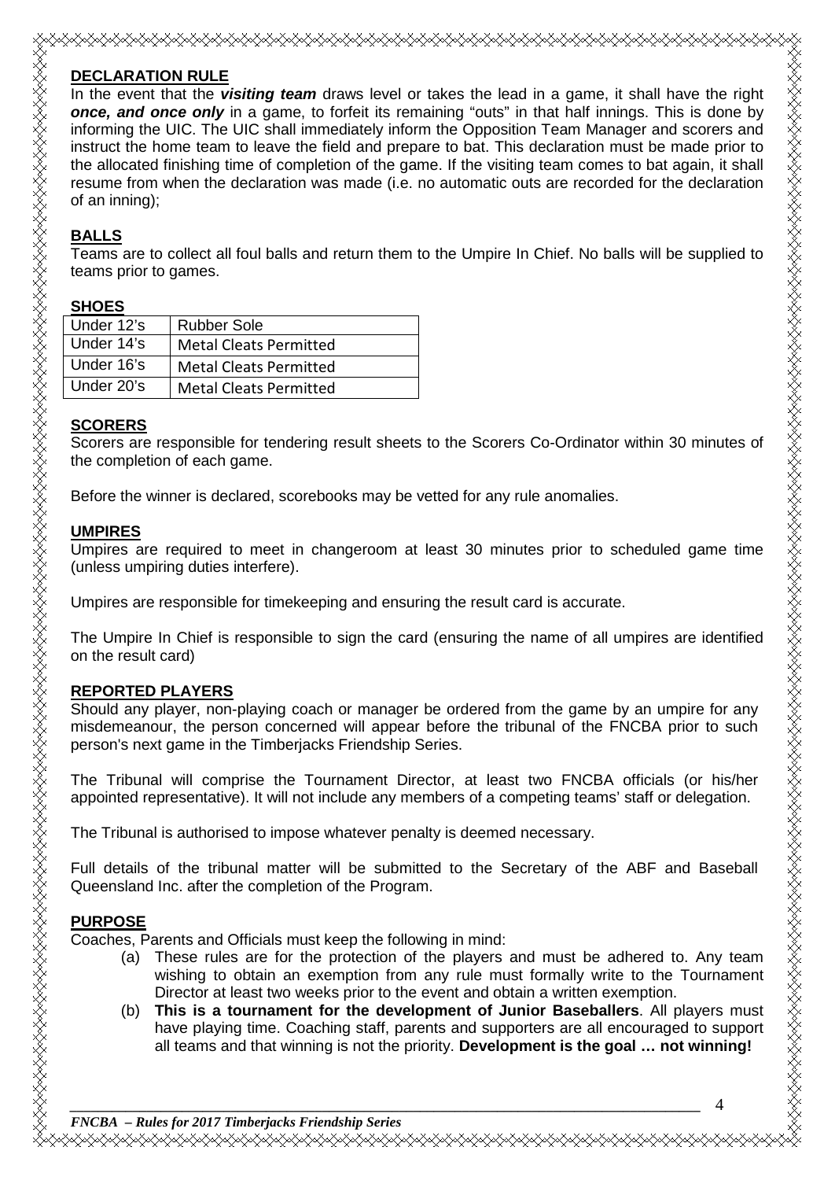**DECLARATION RULE**

In the event that the ***visiting team*** draws level or takes the lead in a game, it shall have the right ***once, and once only*** in a game, to forfeit its remaining "outs" in that half innings. This is done by informing the UIC. The UIC shall immediately inform the Opposition Team Manager and scorers and instruct the home team to leave the field and prepare to bat. This declaration must be made prior to the allocated finishing time of completion of the game. If the visiting team comes to bat again, it shall resume from when the declaration was made (i.e. no automatic outs are recorded for the declaration of an inning);

**BALLS**

Teams are to collect all foul balls and return them to the Umpire In Chief. No balls will be supplied to teams prior to games.

**SHOES**

| Under 12's | Rubber Sole |
|---|---|
| Under 14's | Metal Cleats Permitted |
| Under 16's | Metal Cleats Permitted |
| Under 20's | Metal Cleats Permitted |

**SCORERS**

Scorers are responsible for tendering result sheets to the Scorers Co-Ordinator within 30 minutes of the completion of each game.

Before the winner is declared, scorebooks may be vetted for any rule anomalies.

**UMPIRES**

Umpires are required to meet in changeroom at least 30 minutes prior to scheduled game time (unless umpiring duties interfere).

Umpires are responsible for timekeeping and ensuring the result card is accurate.

The Umpire In Chief is responsible to sign the card (ensuring the name of all umpires are identified on the result card)

**REPORTED PLAYERS**

Should any player, non-playing coach or manager be ordered from the game by an umpire for any misdemeanour, the person concerned will appear before the tribunal of the FNCBA prior to such person's next game in the Timberjacks Friendship Series.

The Tribunal will comprise the Tournament Director, at least two FNCBA officials (or his/her appointed representative). It will not include any members of a competing teams' staff or delegation.

The Tribunal is authorised to impose whatever penalty is deemed necessary.

Full details of the tribunal matter will be submitted to the Secretary of the ABF and Baseball Queensland Inc. after the completion of the Program.

**PURPOSE**

Coaches, Parents and Officials must keep the following in mind:

(a) These rules are for the protection of the players and must be adhered to. Any team wishing to obtain an exemption from any rule must formally write to the Tournament Director at least two weeks prior to the event and obtain a written exemption.

(b) **This is a tournament for the development of Junior Baseballers**. All players must have playing time. Coaching staff, parents and supporters are all encouraged to support all teams and that winning is not the priority. **Development is the goal … not winning!**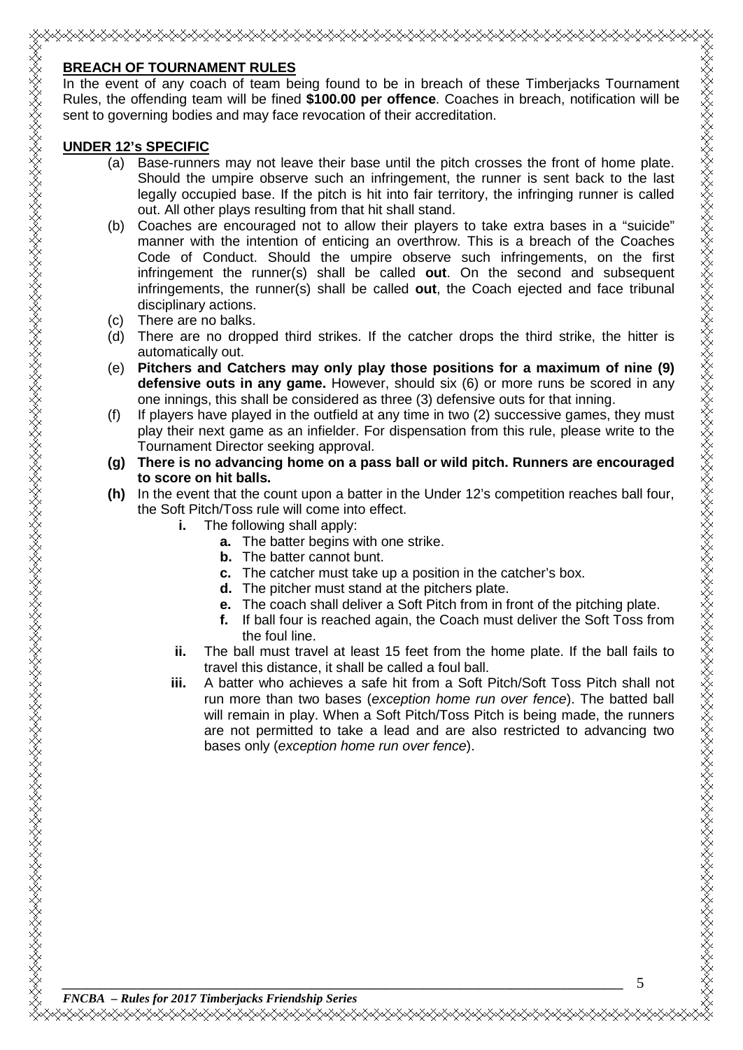## BREACH OF TOURNAMENT RULES

In the event of any coach of team being found to be in breach of these Timberjacks Tournament Rules, the offending team will be fined **$100.00 per offence**. Coaches in breach, notification will be sent to governing bodies and may face revocation of their accreditation.

## UNDER 12's SPECIFIC

(a) Base-runners may not leave their base until the pitch crosses the front of home plate. Should the umpire observe such an infringement, the runner is sent back to the last legally occupied base. If the pitch is hit into fair territory, the infringing runner is called out. All other plays resulting from that hit shall stand.

(b) Coaches are encouraged not to allow their players to take extra bases in a "suicide" manner with the intention of enticing an overthrow. This is a breach of the Coaches Code of Conduct. Should the umpire observe such infringements, on the first infringement the runner(s) shall be called **out**. On the second and subsequent infringements, the runner(s) shall be called **out**, the Coach ejected and face tribunal disciplinary actions.

(c) There are no balks.

(d) There are no dropped third strikes. If the catcher drops the third strike, the hitter is automatically out.

(e) **Pitchers and Catchers may only play those positions for a maximum of nine (9) defensive outs in any game.** However, should six (6) or more runs be scored in any one innings, this shall be considered as three (3) defensive outs for that inning.

(f) If players have played in the outfield at any time in two (2) successive games, they must play their next game as an infielder. For dispensation from this rule, please write to the Tournament Director seeking approval.

**(g) There is no advancing home on a pass ball or wild pitch. Runners are encouraged to score on hit balls.**

**(h)** In the event that the count upon a batter in the Under 12's competition reaches ball four, the Soft Pitch/Toss rule will come into effect.

- **i.** The following shall apply:
  - **a.** The batter begins with one strike.
  - **b.** The batter cannot bunt.
  - **c.** The catcher must take up a position in the catcher's box.
  - **d.** The pitcher must stand at the pitchers plate.
  - **e.** The coach shall deliver a Soft Pitch from in front of the pitching plate.
  - **f.** If ball four is reached again, the Coach must deliver the Soft Toss from the foul line.
- **ii.** The ball must travel at least 15 feet from the home plate. If the ball fails to travel this distance, it shall be called a foul ball.
- **iii.** A batter who achieves a safe hit from a Soft Pitch/Soft Toss Pitch shall not run more than two bases (*exception home run over fence*). The batted ball will remain in play. When a Soft Pitch/Toss Pitch is being made, the runners are not permitted to take a lead and are also restricted to advancing two bases only (*exception home run over fence*).